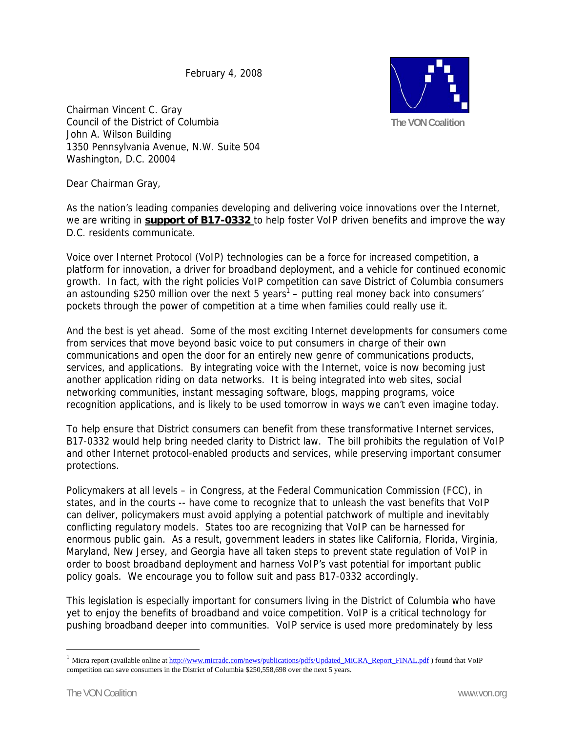February 4, 2008

The VON Coalition

Chairman Vincent C. Gray
Council of the District of Columbia
John A. Wilson Building
1350 Pennsylvania Avenue, N.W. Suite 504
Washington, D.C. 20004

Dear Chairman Gray,

As the nation's leading companies developing and delivering voice innovations over the Internet, we are writing in **support of B17-0332** to help foster VoIP driven benefits and improve the way D.C. residents communicate.

Voice over Internet Protocol (VoIP) technologies can be a force for increased competition, a platform for innovation, a driver for broadband deployment, and a vehicle for continued economic growth. In fact, with the right policies VoIP competition can save District of Columbia consumers an astounding $250 million over the next 5 years[1] – putting real money back into consumers' pockets through the power of competition at a time when families could really use it.

And the best is yet ahead. Some of the most exciting Internet developments for consumers come from services that move beyond basic voice to put consumers in charge of their own communications and open the door for an entirely new genre of communications products, services, and applications. By integrating voice with the Internet, voice is now becoming just another application riding on data networks. It is being integrated into web sites, social networking communities, instant messaging software, blogs, mapping programs, voice recognition applications, and is likely to be used tomorrow in ways we can't even imagine today.

To help ensure that District consumers can benefit from these transformative Internet services, B17-0332 would help bring needed clarity to District law. The bill prohibits the regulation of VoIP and other Internet protocol-enabled products and services, while preserving important consumer protections.

Policymakers at all levels – in Congress, at the Federal Communication Commission (FCC), in states, and in the courts -- have come to recognize that to unleash the vast benefits that VoIP can deliver, policymakers must avoid applying a potential patchwork of multiple and inevitably conflicting regulatory models. States too are recognizing that VoIP can be harnessed for enormous public gain. As a result, government leaders in states like California, Florida, Virginia, Maryland, New Jersey, and Georgia have all taken steps to prevent state regulation of VoIP in order to boost broadband deployment and harness VoIP's vast potential for important public policy goals. We encourage you to follow suit and pass B17-0332 accordingly.

This legislation is especially important for consumers living in the District of Columbia who have yet to enjoy the benefits of broadband and voice competition. VoIP is a critical technology for pushing broadband deeper into communities. VoIP service is used more predominately by less

---

[1] Micra report (available online at http://www.micradc.com/news/publications/pdfs/Updated_MiCRA_Report_FINAL.pdf ) found that VoIP competition can save consumers in the District of Columbia $250,558,698 over the next 5 years.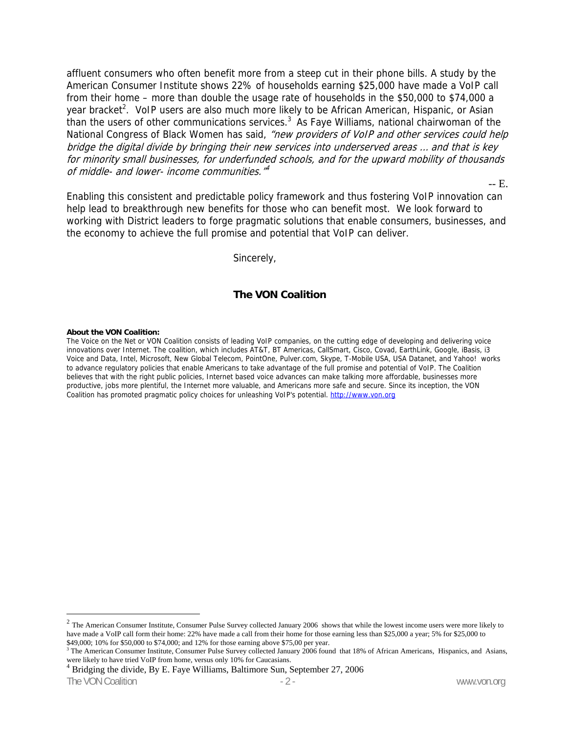affluent consumers who often benefit more from a steep cut in their phone bills. A study by the American Consumer Institute shows 22% of households earning $25,000 have made a VoIP call from their home – more than double the usage rate of households in the $50,000 to $74,000 a year bracket[2]. VoIP users are also much more likely to be African American, Hispanic, or Asian than the users of other communications services.[3] As Faye Williams, national chairwoman of the National Congress of Black Women has said, *"new providers of VoIP and other services could help bridge the digital divide by bringing their new services into underserved areas … and that is key for minority small businesses, for underfunded schools, and for the upward mobility of thousands of middle- and lower- income communities."*[4]

-- E.

Enabling this consistent and predictable policy framework and thus fostering VoIP innovation can help lead to breakthrough new benefits for those who can benefit most. We look forward to working with District leaders to forge pragmatic solutions that enable consumers, businesses, and the economy to achieve the full promise and potential that VoIP can deliver.

Sincerely,

**The VON Coalition**

**About the VON Coalition:**

The Voice on the Net or VON Coalition consists of leading VoIP companies, on the cutting edge of developing and delivering voice innovations over Internet. The coalition, which includes AT&T, BT Americas, CallSmart, Cisco, Covad, EarthLink, Google, iBasis, i3 Voice and Data, Intel, Microsoft, New Global Telecom, PointOne, Pulver.com, Skype, T-Mobile USA, USA Datanet, and Yahoo! works to advance regulatory policies that enable Americans to take advantage of the full promise and potential of VoIP. The Coalition believes that with the right public policies, Internet based voice advances can make talking more affordable, businesses more productive, jobs more plentiful, the Internet more valuable, and Americans more safe and secure. Since its inception, the VON Coalition has promoted pragmatic policy choices for unleashing VoIP's potential. http://www.von.org

---

[2] The American Consumer Institute, Consumer Pulse Survey collected January 2006 shows that while the lowest income users were more likely to have made a VoIP call form their home: 22% have made a call from their home for those earning less than $25,000 a year; 5% for $25,000 to $49,000; 10% for $50,000 to $74,000; and 12% for those earning above $75,00 per year.

[3] The American Consumer Institute, Consumer Pulse Survey collected January 2006 found that 18% of African Americans, Hispanics, and Asians, were likely to have tried VoIP from home, versus only 10% for Caucasians.

[4] Bridging the divide, By E. Faye Williams, Baltimore Sun, September 27, 2006